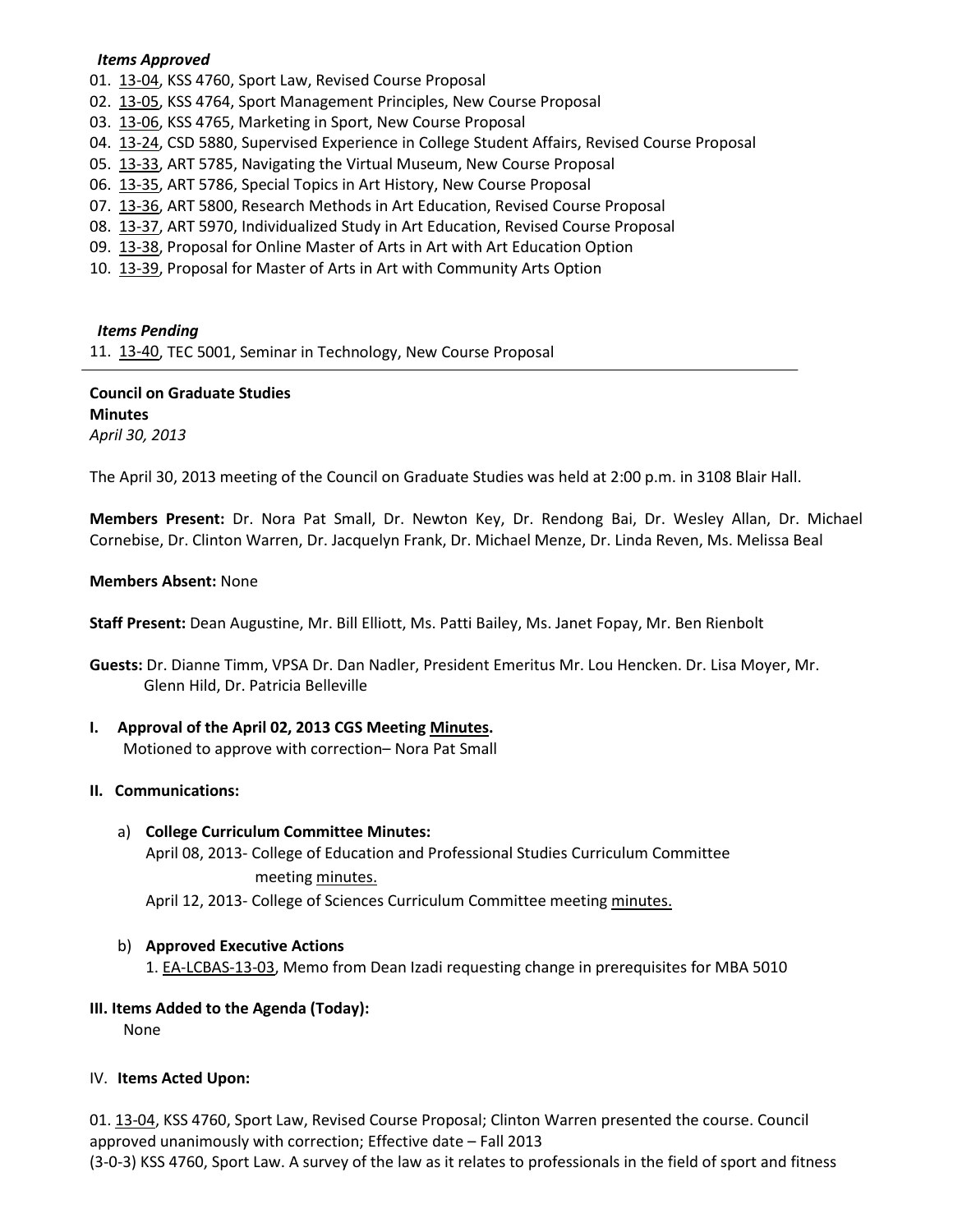*Items Approved*

01. 13-04, KSS 4760, Sport Law, Revised Course Proposal
02. 13-05, KSS 4764, Sport Management Principles, New Course Proposal
03. 13-06, KSS 4765, Marketing in Sport, New Course Proposal
04. 13-24, CSD 5880, Supervised Experience in College Student Affairs, Revised Course Proposal
05. 13-33, ART 5785, Navigating the Virtual Museum, New Course Proposal
06. 13-35, ART 5786, Special Topics in Art History, New Course Proposal
07. 13-36, ART 5800, Research Methods in Art Education, Revised Course Proposal
08. 13-37, ART 5970, Individualized Study in Art Education, Revised Course Proposal
09. 13-38, Proposal for Online Master of Arts in Art with Art Education Option
10. 13-39, Proposal for Master of Arts in Art with Community Arts Option

*Items Pending*

11. 13-40, TEC 5001, Seminar in Technology, New Course Proposal

---

**Council on Graduate Studies**
**Minutes**
*April 30, 2013*

The April 30, 2013 meeting of the Council on Graduate Studies was held at 2:00 p.m. in 3108 Blair Hall.

**Members Present:** Dr. Nora Pat Small, Dr. Newton Key, Dr. Rendong Bai, Dr. Wesley Allan, Dr. Michael Cornebise, Dr. Clinton Warren, Dr. Jacquelyn Frank, Dr. Michael Menze, Dr. Linda Reven, Ms. Melissa Beal

**Members Absent:** None

**Staff Present:** Dean Augustine, Mr. Bill Elliott, Ms. Patti Bailey, Ms. Janet Fopay, Mr. Ben Rienbolt

**Guests:** Dr. Dianne Timm, VPSA Dr. Dan Nadler, President Emeritus Mr. Lou Hencken. Dr. Lisa Moyer, Mr. Glenn Hild, Dr. Patricia Belleville

**I. Approval of the April 02, 2013 CGS Meeting Minutes.**
Motioned to approve with correction– Nora Pat Small

**II. Communications:**

a) **College Curriculum Committee Minutes:**
April 08, 2013- College of Education and Professional Studies Curriculum Committee meeting minutes.
April 12, 2013- College of Sciences Curriculum Committee meeting minutes.

b) **Approved Executive Actions**
1. EA-LCBAS-13-03, Memo from Dean Izadi requesting change in prerequisites for MBA 5010

**III. Items Added to the Agenda (Today):**
None

IV. **Items Acted Upon:**

01. 13-04, KSS 4760, Sport Law, Revised Course Proposal; Clinton Warren presented the course. Council approved unanimously with correction; Effective date – Fall 2013
(3-0-3) KSS 4760, Sport Law. A survey of the law as it relates to professionals in the field of sport and fitness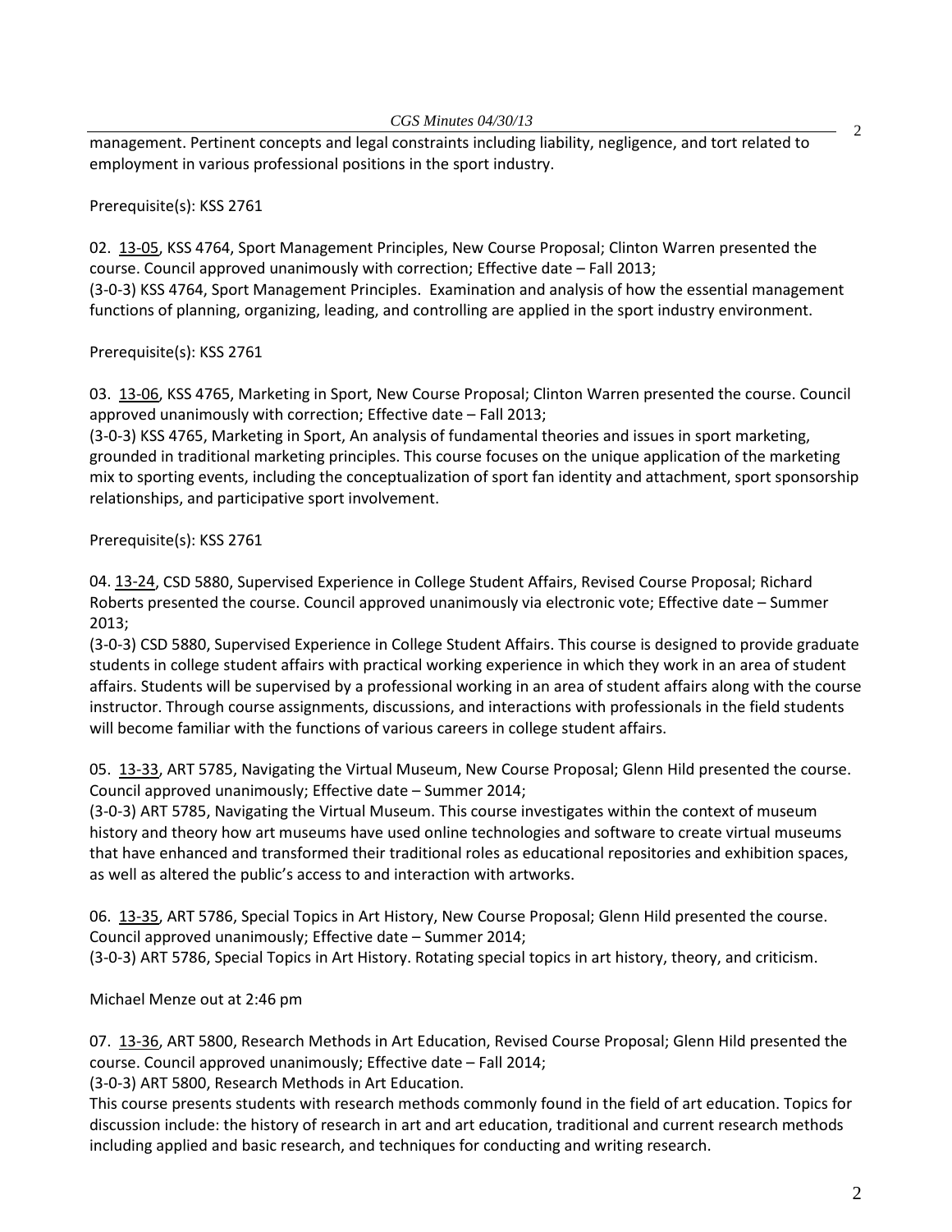management. Pertinent concepts and legal constraints including liability, negligence, and tort related to employment in various professional positions in the sport industry.

Prerequisite(s): KSS 2761

02. 13-05, KSS 4764, Sport Management Principles, New Course Proposal; Clinton Warren presented the course. Council approved unanimously with correction; Effective date – Fall 2013;
(3-0-3) KSS 4764, Sport Management Principles. Examination and analysis of how the essential management functions of planning, organizing, leading, and controlling are applied in the sport industry environment.

Prerequisite(s): KSS 2761

03. 13-06, KSS 4765, Marketing in Sport, New Course Proposal; Clinton Warren presented the course. Council approved unanimously with correction; Effective date – Fall 2013;
(3-0-3) KSS 4765, Marketing in Sport, An analysis of fundamental theories and issues in sport marketing, grounded in traditional marketing principles. This course focuses on the unique application of the marketing mix to sporting events, including the conceptualization of sport fan identity and attachment, sport sponsorship relationships, and participative sport involvement.

Prerequisite(s): KSS 2761

04. 13-24, CSD 5880, Supervised Experience in College Student Affairs, Revised Course Proposal; Richard Roberts presented the course. Council approved unanimously via electronic vote; Effective date – Summer 2013;
(3-0-3) CSD 5880, Supervised Experience in College Student Affairs. This course is designed to provide graduate students in college student affairs with practical working experience in which they work in an area of student affairs. Students will be supervised by a professional working in an area of student affairs along with the course instructor. Through course assignments, discussions, and interactions with professionals in the field students will become familiar with the functions of various careers in college student affairs.

05. 13-33, ART 5785, Navigating the Virtual Museum, New Course Proposal; Glenn Hild presented the course. Council approved unanimously; Effective date – Summer 2014;
(3-0-3) ART 5785, Navigating the Virtual Museum. This course investigates within the context of museum history and theory how art museums have used online technologies and software to create virtual museums that have enhanced and transformed their traditional roles as educational repositories and exhibition spaces, as well as altered the public's access to and interaction with artworks.

06. 13-35, ART 5786, Special Topics in Art History, New Course Proposal; Glenn Hild presented the course. Council approved unanimously; Effective date – Summer 2014;
(3-0-3) ART 5786, Special Topics in Art History. Rotating special topics in art history, theory, and criticism.

Michael Menze out at 2:46 pm

07. 13-36, ART 5800, Research Methods in Art Education, Revised Course Proposal; Glenn Hild presented the course. Council approved unanimously; Effective date – Fall 2014;
(3-0-3) ART 5800, Research Methods in Art Education.
This course presents students with research methods commonly found in the field of art education. Topics for discussion include: the history of research in art and art education, traditional and current research methods including applied and basic research, and techniques for conducting and writing research.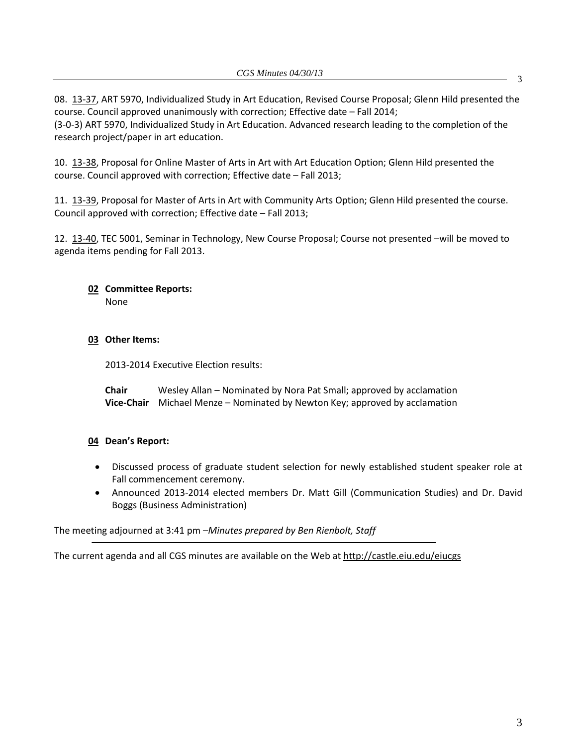08. 13-37, ART 5970, Individualized Study in Art Education, Revised Course Proposal; Glenn Hild presented the course. Council approved unanimously with correction; Effective date – Fall 2014;
(3-0-3) ART 5970, Individualized Study in Art Education. Advanced research leading to the completion of the research project/paper in art education.

10. 13-38, Proposal for Online Master of Arts in Art with Art Education Option; Glenn Hild presented the course. Council approved with correction; Effective date – Fall 2013;

11. 13-39, Proposal for Master of Arts in Art with Community Arts Option; Glenn Hild presented the course. Council approved with correction; Effective date – Fall 2013;

12. 13-40, TEC 5001, Seminar in Technology, New Course Proposal; Course not presented –will be moved to agenda items pending for Fall 2013.

**02 Committee Reports:**
None

**03 Other Items:**

2013-2014 Executive Election results:

**Chair** Wesley Allan – Nominated by Nora Pat Small; approved by acclamation
**Vice-Chair** Michael Menze – Nominated by Newton Key; approved by acclamation

**04 Dean's Report:**

- Discussed process of graduate student selection for newly established student speaker role at Fall commencement ceremony.
- Announced 2013-2014 elected members Dr. Matt Gill (Communication Studies) and Dr. David Boggs (Business Administration)

The meeting adjourned at 3:41 pm –*Minutes prepared by Ben Rienbolt, Staff*

The current agenda and all CGS minutes are available on the Web at http://castle.eiu.edu/eiucgs